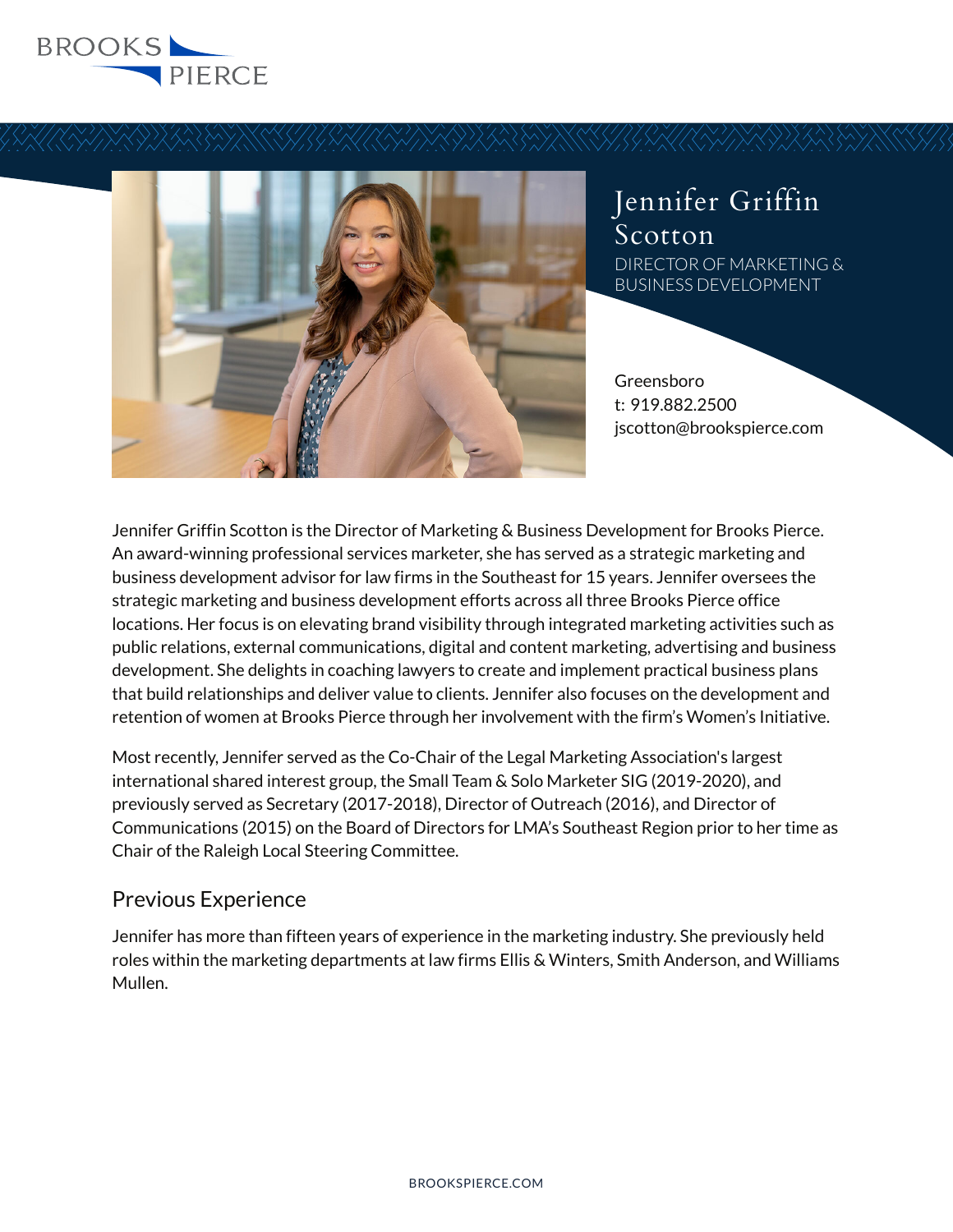BROOKS PIERCE

# Jennifer Griffin Scotton

DIRECTOR OF MARKETING & BUSINESS DEVELOPMENT

Greensboro
t: 919.882.2500
jscotton@brookspierce.com

Jennifer Griffin Scotton is the Director of Marketing & Business Development for Brooks Pierce. An award-winning professional services marketer, she has served as a strategic marketing and business development advisor for law firms in the Southeast for 15 years. Jennifer oversees the strategic marketing and business development efforts across all three Brooks Pierce office locations. Her focus is on elevating brand visibility through integrated marketing activities such as public relations, external communications, digital and content marketing, advertising and business development. She delights in coaching lawyers to create and implement practical business plans that build relationships and deliver value to clients. Jennifer also focuses on the development and retention of women at Brooks Pierce through her involvement with the firm's Women's Initiative.

Most recently, Jennifer served as the Co-Chair of the Legal Marketing Association's largest international shared interest group, the Small Team & Solo Marketer SIG (2019-2020), and previously served as Secretary (2017-2018), Director of Outreach (2016), and Director of Communications (2015) on the Board of Directors for LMA's Southeast Region prior to her time as Chair of the Raleigh Local Steering Committee.

## Previous Experience

Jennifer has more than fifteen years of experience in the marketing industry. She previously held roles within the marketing departments at law firms Ellis & Winters, Smith Anderson, and Williams Mullen.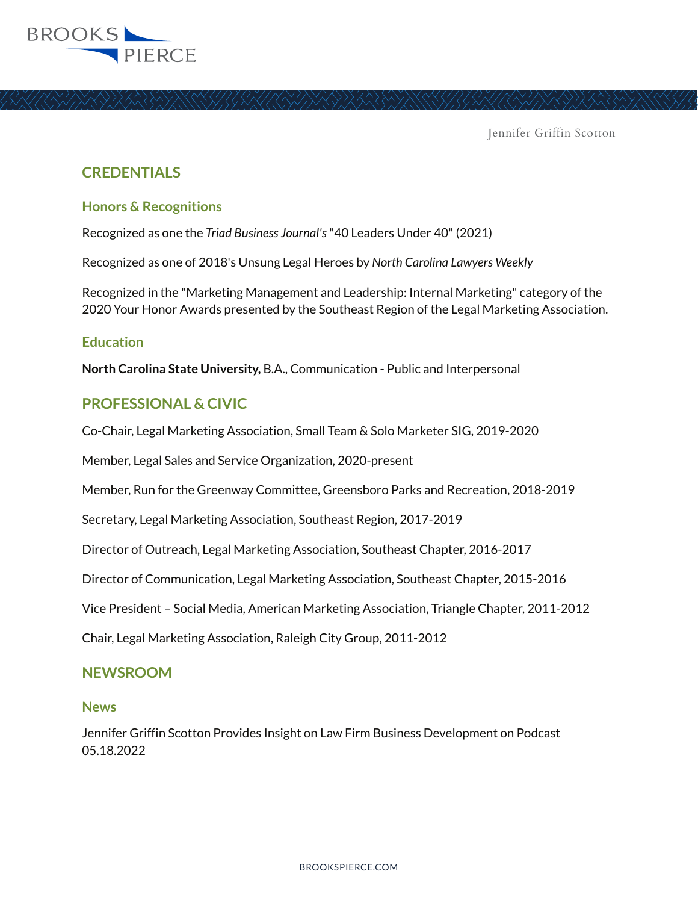## CREDENTIALS

### Honors & Recognitions

Recognized as one the *Triad Business Journal's* "40 Leaders Under 40" (2021)

Recognized as one of 2018's Unsung Legal Heroes by *North Carolina Lawyers Weekly*

Recognized in the "Marketing Management and Leadership: Internal Marketing" category of the 2020 Your Honor Awards presented by the Southeast Region of the Legal Marketing Association.

### Education

**North Carolina State University,** B.A., Communication - Public and Interpersonal

## PROFESSIONAL & CIVIC

Co-Chair, Legal Marketing Association, Small Team & Solo Marketer SIG, 2019-2020

Member, Legal Sales and Service Organization, 2020-present

Member, Run for the Greenway Committee, Greensboro Parks and Recreation, 2018-2019

Secretary, Legal Marketing Association, Southeast Region, 2017-2019

Director of Outreach, Legal Marketing Association, Southeast Chapter, 2016-2017

Director of Communication, Legal Marketing Association, Southeast Chapter, 2015-2016

Vice President – Social Media, American Marketing Association, Triangle Chapter, 2011-2012

Chair, Legal Marketing Association, Raleigh City Group, 2011-2012

## NEWSROOM

### News

Jennifer Griffin Scotton Provides Insight on Law Firm Business Development on Podcast
05.18.2022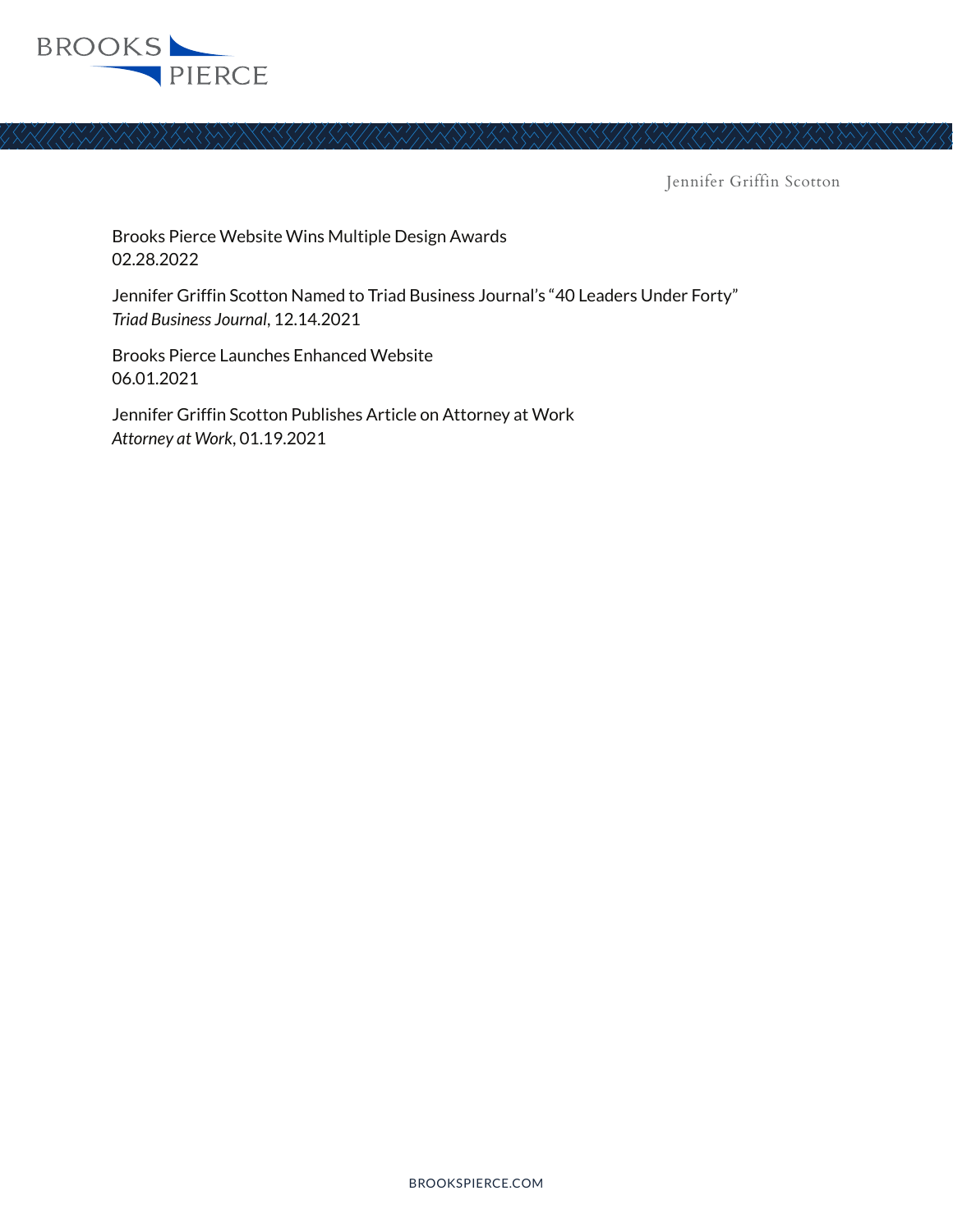Brooks Pierce Website Wins Multiple Design Awards
02.28.2022

Jennifer Griffin Scotton Named to Triad Business Journal's "40 Leaders Under Forty"
*Triad Business Journal*, 12.14.2021

Brooks Pierce Launches Enhanced Website
06.01.2021

Jennifer Griffin Scotton Publishes Article on Attorney at Work
*Attorney at Work*, 01.19.2021